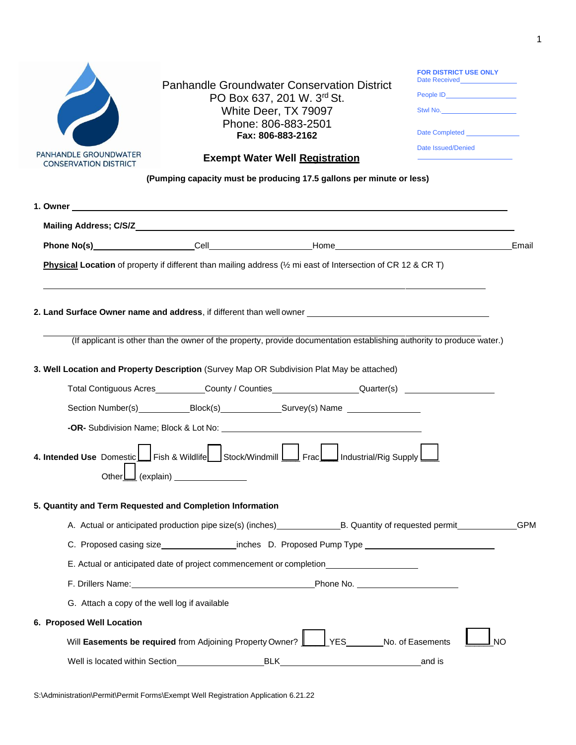PANHANDLE GROUNDWATER CONSERVATION DISTRICT

Panhandle Groundwater Conservation District
PO Box 637, 201 W. 3rd St.
White Deer, TX 79097
Phone: 806-883-2501
**Fax: 806-883-2162**

**FOR DISTRICT USE ONLY**
Date Received______________
People ID______________
Stwl No.______________
Date Completed ______________
Date Issued/Denied
______________

## Exempt Water Well Registration

**(Pumping capacity must be producing 17.5 gallons per minute or less)**

**1. Owner** ______________________________________________

**Mailing Address; C/S/Z**______________________________________________

**Phone No(s)**__________________Cell__________________Home________________________________Email

**Physical Location** of property if different than mailing address (½ mi east of Intersection of CR 12 & CR T)

______________________________________________

**2. Land Surface Owner name and address**, if different than well owner ______________________________

______________________________________________
(If applicant is other than the owner of the property, provide documentation establishing authority to produce water.)

**3. Well Location and Property Description** (Survey Map OR Subdivision Plat May be attached)

Total Contiguous Acres__________County / Counties________________Quarter(s) ________________

Section Number(s)__________Block(s)____________Survey(s) Name ______________

**-OR-** Subdivision Name; Block & Lot No: ______________________________________

**4. Intended Use** Domestic ☐ Fish & Wildlife ☐ Stock/Windmill ☐ Frac ☐ Industrial/Rig Supply ☐

Other ☐ (explain) ______________

**5. Quantity and Term Requested and Completion Information**

A. Actual or anticipated production pipe size(s) (inches)____________B. Quantity of requested permit____________GPM

C. Proposed casing size______________inches D. Proposed Pump Type ________________________

E. Actual or anticipated date of project commencement or completion__________________

F. Drillers Name:__________________________________Phone No. __________________

G. Attach a copy of the well log if available

**6. Proposed Well Location**

Will **Easements be required** from Adjoining Property Owner? ☐ YES_______No. of Easements ☐ NO

Well is located within Section________________BLK__________________________and is

S:\Administration\Permit\Permit Forms\Exempt Well Registration Application 6.21.22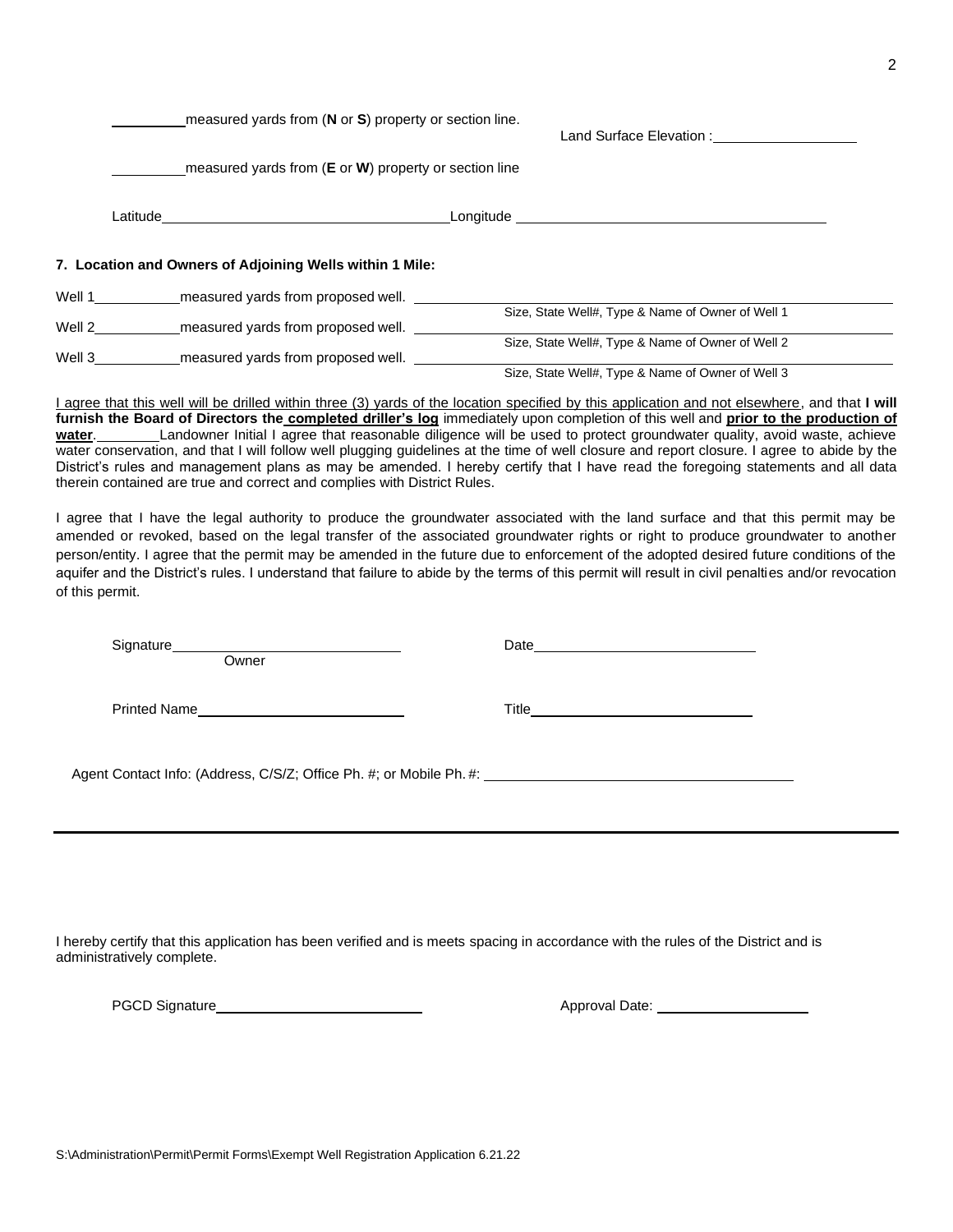\_\_\_\_\_\_\_\_\_\_ measured yards from (**N** or **S**) property or section line.

Land Surface Elevation : \_\_\_\_\_\_\_\_\_\_\_\_\_\_\_\_\_\_

\_\_\_\_\_\_\_\_\_\_ measured yards from (**E** or **W**) property or section line

Latitude \_\_\_\_\_\_\_\_\_\_\_\_\_\_\_\_\_\_\_\_\_\_\_\_\_\_\_\_\_\_\_\_\_\_\_\_ Longitude \_\_\_\_\_\_\_\_\_\_\_\_\_\_\_\_\_\_\_\_\_\_\_\_\_\_\_\_\_\_\_\_\_\_\_\_\_\_\_\_

**7. Location and Owners of Adjoining Wells within 1 Mile:**

Well 1 \_\_\_\_\_\_\_\_\_\_\_ measured yards from proposed well. \_\_\_\_\_\_\_\_\_\_\_\_\_\_\_\_\_\_\_\_\_\_\_\_\_\_\_\_\_\_\_\_\_\_\_\_\_\_\_\_\_\_\_\_\_\_\_\_
Size, State Well#, Type & Name of Owner of Well 1

Well 2 \_\_\_\_\_\_\_\_\_\_\_ measured yards from proposed well. \_\_\_\_\_\_\_\_\_\_\_\_\_\_\_\_\_\_\_\_\_\_\_\_\_\_\_\_\_\_\_\_\_\_\_\_\_\_\_\_\_\_\_\_\_\_\_\_
Size, State Well#, Type & Name of Owner of Well 2

Well 3 \_\_\_\_\_\_\_\_\_\_\_ measured yards from proposed well. \_\_\_\_\_\_\_\_\_\_\_\_\_\_\_\_\_\_\_\_\_\_\_\_\_\_\_\_\_\_\_\_\_\_\_\_\_\_\_\_\_\_\_\_\_\_\_\_
Size, State Well#, Type & Name of Owner of Well 3

<u>I agree that this well will be drilled within three (3) yards of the location specified by this application and not elsewhere</u>, and that **I will furnish the Board of Directors the <u>completed driller's log</u>** immediately upon completion of this well and **<u>prior to the production of water</u>.** \_\_\_\_\_\_\_\_ Landowner Initial I agree that reasonable diligence will be used to protect groundwater quality, avoid waste, achieve water conservation, and that I will follow well plugging guidelines at the time of well closure and report closure. I agree to abide by the District's rules and management plans as may be amended. I hereby certify that I have read the foregoing statements and all data therein contained are true and correct and complies with District Rules.

I agree that I have the legal authority to produce the groundwater associated with the land surface and that this permit may be amended or revoked, based on the legal transfer of the associated groundwater rights or right to produce groundwater to another person/entity. I agree that the permit may be amended in the future due to enforcement of the adopted desired future conditions of the aquifer and the District's rules. I understand that failure to abide by the terms of this permit will result in civil penalties and/or revocation of this permit.

Signature \_\_\_\_\_\_\_\_\_\_\_\_\_\_\_\_\_\_\_\_\_\_\_\_\_\_\_\_\_\_ Date \_\_\_\_\_\_\_\_\_\_\_\_\_\_\_\_\_\_\_\_\_\_\_\_\_\_\_\_\_\_
Owner

Printed Name \_\_\_\_\_\_\_\_\_\_\_\_\_\_\_\_\_\_\_\_\_\_\_\_\_\_\_ Title \_\_\_\_\_\_\_\_\_\_\_\_\_\_\_\_\_\_\_\_\_\_\_\_\_\_\_\_\_\_

Agent Contact Info: (Address, C/S/Z; Office Ph. #; or Mobile Ph. #: \_\_\_\_\_\_\_\_\_\_\_\_\_\_\_\_\_\_\_\_\_\_\_\_\_\_\_\_\_\_\_\_\_\_\_\_\_\_\_\_

---

I hereby certify that this application has been verified and is meets spacing in accordance with the rules of the District and is administratively complete.

PGCD Signature \_\_\_\_\_\_\_\_\_\_\_\_\_\_\_\_\_\_\_\_\_\_\_\_\_\_\_ Approval Date: \_\_\_\_\_\_\_\_\_\_\_\_\_\_\_\_\_\_\_\_

S:\Administration\Permit\Permit Forms\Exempt Well Registration Application 6.21.22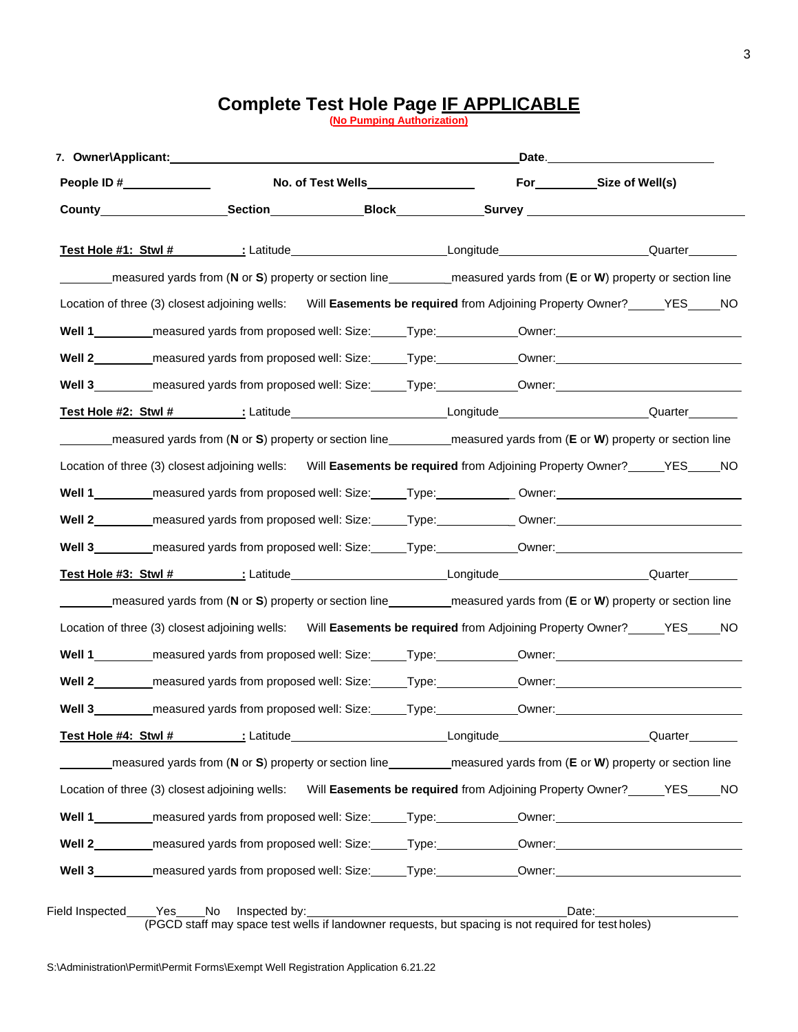# Complete Test Hole Page IF APPLICABLE

**(No Pumping Authorization)**

**7. Owner\Applicant:**______________________________________________ **Date.**______________________

**People ID #**____________ **No. of Test Wells**_______________ **For**________**Size of Well(s)**

**County**__________________**Section**_____________**Block**_____________**Survey** ______________________________

**Test Hole #1: Stwl #** __________**:** Latitude______________________Longitude_____________________Quarter_______

________measured yards from (**N** or **S**) property or section line_________measured yards from (**E** or **W**) property or section line

Location of three (3) closest adjoining wells: Will **Easements be required** from Adjoining Property Owner?_____YES_____NO

**Well 1**_________measured yards from proposed well: Size:_____Type:____________Owner:___________________________

**Well 2**_________measured yards from proposed well: Size:_____Type:____________Owner:___________________________

**Well 3**_________measured yards from proposed well: Size:_____Type:____________Owner:___________________________

**Test Hole #2: Stwl #** __________**:** Latitude______________________Longitude_____________________Quarter_______

________measured yards from (**N** or **S**) property or section line_________measured yards from (**E** or **W**) property or section line

Location of three (3) closest adjoining wells: Will **Easements be required** from Adjoining Property Owner?_____YES_____NO

**Well 1**_________measured yards from proposed well: Size:_____Type:____________Owner:___________________________

**Well 2**_________measured yards from proposed well: Size:_____Type:____________Owner:___________________________

**Well 3**_________measured yards from proposed well: Size:_____Type:____________Owner:___________________________

**Test Hole #3: Stwl #** __________**:** Latitude______________________Longitude_____________________Quarter_______

________measured yards from (**N** or **S**) property or section line_________measured yards from (**E** or **W**) property or section line

Location of three (3) closest adjoining wells: Will **Easements be required** from Adjoining Property Owner?_____YES_____NO

**Well 1**_________measured yards from proposed well: Size:_____Type:____________Owner:___________________________

**Well 2**_________measured yards from proposed well: Size:_____Type:____________Owner:___________________________

**Well 3**_________measured yards from proposed well: Size:_____Type:____________Owner:___________________________

**Test Hole #4: Stwl #** __________**:** Latitude______________________Longitude_____________________Quarter_______

________measured yards from (**N** or **S**) property or section line_________measured yards from (**E** or **W**) property or section line

Location of three (3) closest adjoining wells: Will **Easements be required** from Adjoining Property Owner?_____YES_____NO

**Well 1**_________measured yards from proposed well: Size:_____Type:____________Owner:___________________________

**Well 2**_________measured yards from proposed well: Size:_____Type:____________Owner:___________________________

**Well 3**_________measured yards from proposed well: Size:_____Type:____________Owner:___________________________

Field Inspected____Yes____No Inspected by:_____________________________________Date:______________________

(PGCD staff may space test wells if landowner requests, but spacing is not required for test holes)

S:\Administration\Permit\Permit Forms\Exempt Well Registration Application 6.21.22